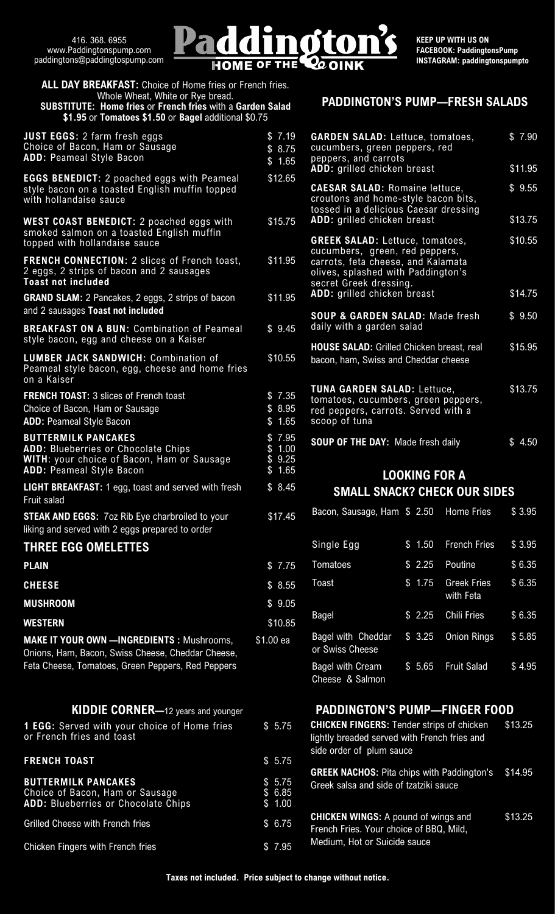416. 368. 6955
www.Paddingtonspump.com
paddingtons@paddingtospump.com

# Paddington's

HOME OF THE OINK

KEEP UP WITH US ON
FACEBOOK: PaddingtonsPump
INSTAGRAM: paddingtonspumpto

**ALL DAY BREAKFAST:** Choice of Home fries or French fries.
Whole Wheat, White or Rye bread.
**SUBSTITUTE: Home fries** or **French fries** with a **Garden Salad $1.95** or **Tomatoes $1.50** or **Bagel** additional $0.75

| Item | Price |
|---|---|
| **JUST EGGS:** 2 farm fresh eggs | $ 7.19 |
| Choice of Bacon, Ham or Sausage | $ 8.75 |
| **ADD:** Peameal Style Bacon | $ 1.65 |
| **EGGS BENEDICT:** 2 poached eggs with Peameal style bacon on a toasted English muffin topped with hollandaise sauce | $12.65 |
| **WEST COAST BENEDICT:** 2 poached eggs with smoked salmon on a toasted English muffin topped with hollandaise sauce | $15.75 |
| **FRENCH CONNECTION:** 2 slices of French toast, 2 eggs, 2 strips of bacon and 2 sausages **Toast not included** | $11.95 |
| **GRAND SLAM:** 2 Pancakes, 2 eggs, 2 strips of bacon and 2 sausages **Toast not included** | $11.95 |
| **BREAKFAST ON A BUN:** Combination of Peameal style bacon, egg and cheese on a Kaiser | $ 9.45 |
| **LUMBER JACK SANDWICH:** Combination of Peameal style bacon, egg, cheese and home fries on a Kaiser | $10.55 |
| **FRENCH TOAST:** 3 slices of French toast | $ 7.35 |
| Choice of Bacon, Ham or Sausage | $ 8.95 |
| **ADD:** Peameal Style Bacon | $ 1.65 |
| **BUTTERMILK PANCAKES** | $ 7.95 |
| **ADD:** Blueberries or Chocolate Chips | $ 1.00 |
| **WITH:** your choice of Bacon, Ham or Sausage | $ 9.25 |
| **ADD:** Peameal Style Bacon | $ 1.65 |
| **LIGHT BREAKFAST:** 1 egg, toast and served with fresh Fruit salad | $ 8.45 |
| **STEAK AND EGGS:** 7oz Rib Eye charbroiled to your liking and served with 2 eggs prepared to order | $17.45 |

## THREE EGG OMELETTES

| Item | Price |
|---|---|
| **PLAIN** | $ 7.75 |
| **CHEESE** | $ 8.55 |
| **MUSHROOM** | $ 9.05 |
| **WESTERN** | $10.85 |
| **MAKE IT YOUR OWN —INGREDIENTS :** Mushrooms, Onions, Ham, Bacon, Swiss Cheese, Cheddar Cheese, Feta Cheese, Tomatoes, Green Peppers, Red Peppers | $1.00 ea |

## KIDDIE CORNER—12 years and younger

| Item | Price |
|---|---|
| **1 EGG:** Served with your choice of Home fries or French fries and toast | $ 5.75 |
| **FRENCH TOAST** | $ 5.75 |
| **BUTTERMILK PANCAKES** | $ 5.75 |
| Choice of Bacon, Ham or Sausage | $ 6.85 |
| **ADD:** Blueberries or Chocolate Chips | $ 1.00 |
| Grilled Cheese with French fries | $ 6.75 |
| Chicken Fingers with French fries | $ 7.95 |

## PADDINGTON'S PUMP—FRESH SALADS

| Item | Price |
|---|---|
| **GARDEN SALAD:** Lettuce, tomatoes, cucumbers, green peppers, red peppers, and carrots | $ 7.90 |
| **ADD:** grilled chicken breast | $11.95 |
| **CAESAR SALAD:** Romaine lettuce, croutons and home-style bacon bits, tossed in a delicious Caesar dressing | $ 9.55 |
| **ADD:** grilled chicken breast | $13.75 |
| **GREEK SALAD:** Lettuce, tomatoes, cucumbers, green, red peppers, carrots, feta cheese, and Kalamata olives, splashed with Paddington's secret Greek dressing. | $10.55 |
| **ADD:** grilled chicken breast | $14.75 |
| **SOUP & GARDEN SALAD:** Made fresh daily with a garden salad | $ 9.50 |
| **HOUSE SALAD:** Grilled Chicken breast, real bacon, ham, Swiss and Cheddar cheese | $15.95 |
| **TUNA GARDEN SALAD:** Lettuce, tomatoes, cucumbers, green peppers, red peppers, carrots. Served with a scoop of tuna | $13.75 |
| **SOUP OF THE DAY:** Made fresh daily | $ 4.50 |

## LOOKING FOR A SMALL SNACK? CHECK OUR SIDES

| Item | Price | Item | Price |
|---|---|---|---|
| Bacon, Sausage, Ham | $ 2.50 | Home Fries | $ 3.95 |
| Single Egg | $ 1.50 | French Fries | $ 3.95 |
| Tomatoes | $ 2.25 | Poutine | $ 6.35 |
| Toast | $ 1.75 | Greek Fries with Feta | $ 6.35 |
| Bagel | $ 2.25 | Chili Fries | $ 6.35 |
| Bagel with Cheddar or Swiss Cheese | $ 3.25 | Onion Rings | $ 5.85 |
| Bagel with Cream Cheese & Salmon | $ 5.65 | Fruit Salad | $ 4.95 |

## PADDINGTON'S PUMP—FINGER FOOD

| Item | Price |
|---|---|
| **CHICKEN FINGERS:** Tender strips of chicken lightly breaded served with French fries and side order of plum sauce | $13.25 |
| **GREEK NACHOS:** Pita chips with Paddington's Greek salsa and side of tzatziki sauce | $14.95 |
| **CHICKEN WINGS:** A pound of wings and French Fries. Your choice of BBQ, Mild, Medium, Hot or Suicide sauce | $13.25 |

**Taxes not included. Price subject to change without notice.**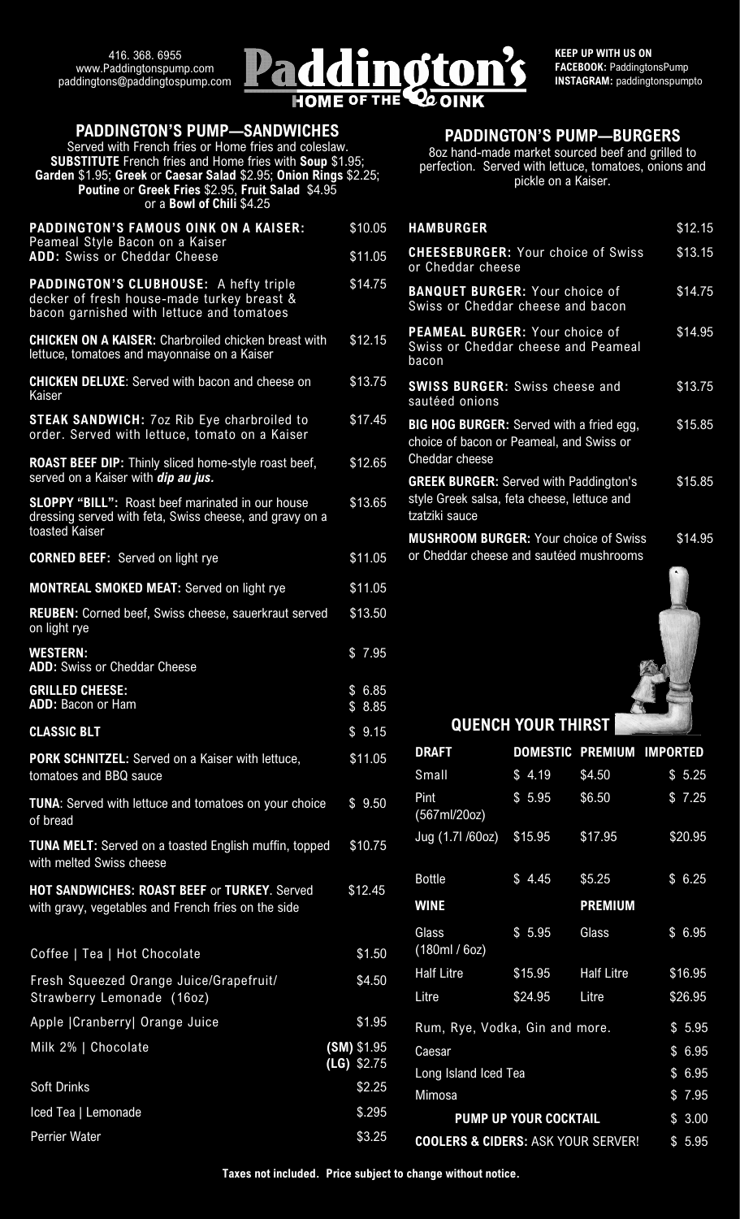416. 368. 6955
www.Paddingtonspump.com
paddingtons@paddingtospump.com

# Paddington's
HOME OF THE OINK

**KEEP UP WITH US ON**
**FACEBOOK:** PaddingtonsPump
**INSTAGRAM:** paddingtonspumpto

## PADDINGTON'S PUMP—SANDWICHES

Served with French fries or Home fries and coleslaw.
**SUBSTITUTE** French fries and Home fries with **Soup** $1.95; **Garden** $1.95; **Greek** or **Caesar Salad** $2.95; **Onion Rings** $2.25; **Poutine** or **Greek Fries** $2.95, **Fruit Salad** $4.95 or a **Bowl of Chili** $4.25

| | |
|---|---|
| **PADDINGTON'S FAMOUS OINK ON A KAISER:** Peameal Style Bacon on a Kaiser | $10.05 |
| **ADD:** Swiss or Cheddar Cheese | $11.05 |
| **PADDINGTON'S CLUBHOUSE:** A hefty triple decker of fresh house-made turkey breast & bacon garnished with lettuce and tomatoes | $14.75 |
| **CHICKEN ON A KAISER:** Charbroiled chicken breast with lettuce, tomatoes and mayonnaise on a Kaiser | $12.15 |
| **CHICKEN DELUXE**: Served with bacon and cheese on Kaiser | $13.75 |
| **STEAK SANDWICH:** 7oz Rib Eye charbroiled to order. Served with lettuce, tomato on a Kaiser | $17.45 |
| **ROAST BEEF DIP:** Thinly sliced home-style roast beef, served on a Kaiser with ***dip au jus.*** | $12.65 |
| **SLOPPY "BILL":** Roast beef marinated in our house dressing served with feta, Swiss cheese, and gravy on a toasted Kaiser | $13.65 |
| **CORNED BEEF:** Served on light rye | $11.05 |
| **MONTREAL SMOKED MEAT:** Served on light rye | $11.05 |
| **REUBEN:** Corned beef, Swiss cheese, sauerkraut served on light rye | $13.50 |
| **WESTERN:** | $ 7.95 |
| **ADD:** Swiss or Cheddar Cheese | |
| **GRILLED CHEESE:** | $ 6.85 |
| **ADD:** Bacon or Ham | $ 8.85 |
| **CLASSIC BLT** | $ 9.15 |
| **PORK SCHNITZEL:** Served on a Kaiser with lettuce, tomatoes and BBQ sauce | $11.05 |
| **TUNA**: Served with lettuce and tomatoes on your choice of bread | $ 9.50 |
| **TUNA MELT:** Served on a toasted English muffin, topped with melted Swiss cheese | $10.75 |
| **HOT SANDWICHES: ROAST BEEF** or **TURKEY**. Served with gravy, vegetables and French fries on the side | $12.45 |

| | |
|---|---|
| Coffee \| Tea \| Hot Chocolate | $1.50 |
| Fresh Squeezed Orange Juice/Grapefruit/ Strawberry Lemonade (16oz) | $4.50 |
| Apple \|Cranberry\| Orange Juice | $1.95 |
| Milk 2% \| Chocolate | **(SM)** $1.95 **(LG)** $2.75 |
| Soft Drinks | $2.25 |
| Iced Tea \| Lemonade | $.295 |
| Perrier Water | $3.25 |

## PADDINGTON'S PUMP—BURGERS

8oz hand-made market sourced beef and grilled to perfection. Served with lettuce, tomatoes, onions and pickle on a Kaiser.

| | |
|---|---|
| **HAMBURGER** | $12.15 |
| **CHEESEBURGER:** Your choice of Swiss or Cheddar cheese | $13.15 |
| **BANQUET BURGER:** Your choice of Swiss or Cheddar cheese and bacon | $14.75 |
| **PEAMEAL BURGER:** Your choice of Swiss or Cheddar cheese and Peameal bacon | $14.95 |
| **SWISS BURGER:** Swiss cheese and sautéed onions | $13.75 |
| **BIG HOG BURGER:** Served with a fried egg, choice of bacon or Peameal, and Swiss or Cheddar cheese | $15.85 |
| **GREEK BURGER:** Served with Paddington's style Greek salsa, feta cheese, lettuce and tzatziki sauce | $15.85 |
| **MUSHROOM BURGER:** Your choice of Swiss or Cheddar cheese and sautéed mushrooms | $14.95 |

## QUENCH YOUR THIRST

| **DRAFT** | **DOMESTIC** | **PREMIUM** | **IMPORTED** |
|---|---|---|---|
| Small | $ 4.19 | $4.50 | $ 5.25 |
| Pint (567ml/20oz) | $ 5.95 | $6.50 | $ 7.25 |
| Jug (1.7l /60oz) | $15.95 | $17.95 | $20.95 |
| Bottle | $ 4.45 | $5.25 | $ 6.25 |
| **WINE** | | **PREMIUM** | |
| Glass (180ml / 6oz) | $ 5.95 | Glass | $ 6.95 |
| Half Litre | $15.95 | Half Litre | $16.95 |
| Litre | $24.95 | Litre | $26.95 |

| | |
|---|---|
| Rum, Rye, Vodka, Gin and more. | $ 5.95 |
| Caesar | $ 6.95 |
| Long Island Iced Tea | $ 6.95 |
| Mimosa | $ 7.95 |
| **PUMP UP YOUR COCKTAIL** | $ 3.00 |
| **COOLERS & CIDERS:** ASK YOUR SERVER! | $ 5.95 |

**Taxes not included. Price subject to change without notice.**